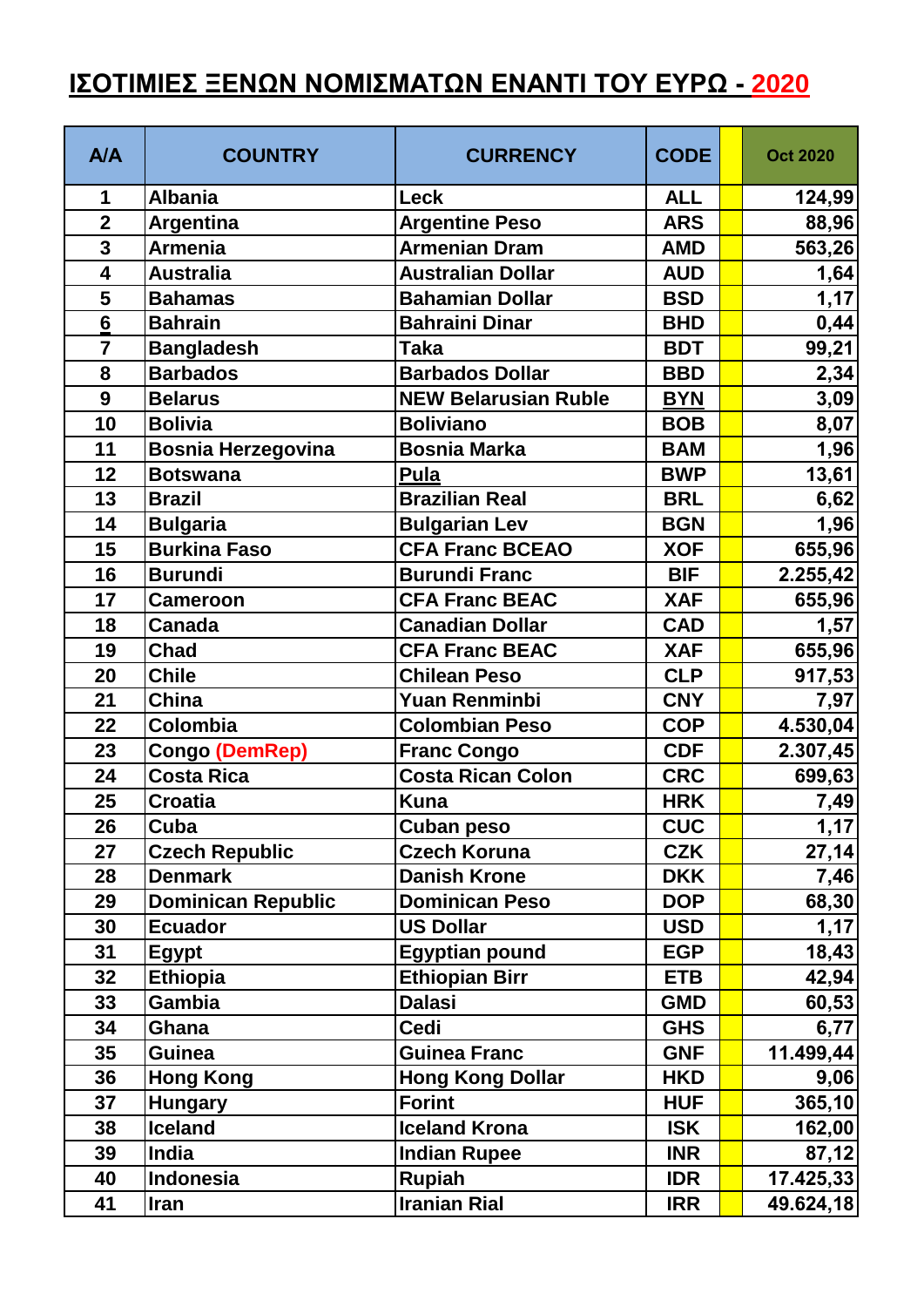# ΙΣΟΤΙΜΙΕΣ ΞΕΝΩΝ ΝΟΜΙΣΜΑΤΩΝ ΕΝΑΝΤΙ ΤΟΥ ΕΥΡΩ - 2020

| A/A | COUNTRY | CURRENCY | CODE | | Oct 2020 |
|---|---|---|---|---|---|
| 1 | Albania | Leck | ALL | | 124,99 |
| 2 | Argentina | Argentine Peso | ARS | | 88,96 |
| 3 | Armenia | Armenian Dram | AMD | | 563,26 |
| 4 | Australia | Australian Dollar | AUD | | 1,64 |
| 5 | Bahamas | Bahamian Dollar | BSD | | 1,17 |
| 6 | Bahrain | Bahraini Dinar | BHD | | 0,44 |
| 7 | Bangladesh | Taka | BDT | | 99,21 |
| 8 | Barbados | Barbados Dollar | BBD | | 2,34 |
| 9 | Belarus | NEW Belarusian Ruble | BYN | | 3,09 |
| 10 | Bolivia | Boliviano | BOB | | 8,07 |
| 11 | Bosnia Herzegovina | Bosnia Marka | BAM | | 1,96 |
| 12 | Botswana | Pula | BWP | | 13,61 |
| 13 | Brazil | Brazilian Real | BRL | | 6,62 |
| 14 | Bulgaria | Bulgarian Lev | BGN | | 1,96 |
| 15 | Burkina Faso | CFA Franc BCEAO | XOF | | 655,96 |
| 16 | Burundi | Burundi Franc | BIF | | 2.255,42 |
| 17 | Cameroon | CFA Franc BEAC | XAF | | 655,96 |
| 18 | Canada | Canadian Dollar | CAD | | 1,57 |
| 19 | Chad | CFA Franc BEAC | XAF | | 655,96 |
| 20 | Chile | Chilean Peso | CLP | | 917,53 |
| 21 | China | Yuan Renminbi | CNY | | 7,97 |
| 22 | Colombia | Colombian Peso | COP | | 4.530,04 |
| 23 | Congo (DemRep) | Franc Congo | CDF | | 2.307,45 |
| 24 | Costa Rica | Costa Rican Colon | CRC | | 699,63 |
| 25 | Croatia | Kuna | HRK | | 7,49 |
| 26 | Cuba | Cuban peso | CUC | | 1,17 |
| 27 | Czech Republic | Czech Koruna | CZK | | 27,14 |
| 28 | Denmark | Danish Krone | DKK | | 7,46 |
| 29 | Dominican Republic | Dominican Peso | DOP | | 68,30 |
| 30 | Ecuador | US Dollar | USD | | 1,17 |
| 31 | Egypt | Egyptian pound | EGP | | 18,43 |
| 32 | Ethiopia | Ethiopian Birr | ETB | | 42,94 |
| 33 | Gambia | Dalasi | GMD | | 60,53 |
| 34 | Ghana | Cedi | GHS | | 6,77 |
| 35 | Guinea | Guinea Franc | GNF | | 11.499,44 |
| 36 | Hong Kong | Hong Kong Dollar | HKD | | 9,06 |
| 37 | Hungary | Forint | HUF | | 365,10 |
| 38 | Iceland | Iceland Krona | ISK | | 162,00 |
| 39 | India | Indian Rupee | INR | | 87,12 |
| 40 | Indonesia | Rupiah | IDR | | 17.425,33 |
| 41 | Iran | Iranian Rial | IRR | | 49.624,18 |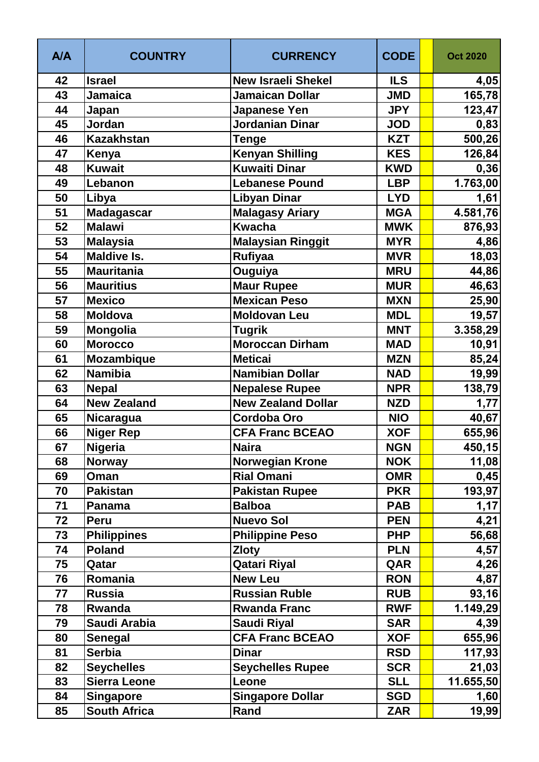| A/A | COUNTRY | CURRENCY | CODE | | Oct 2020 |
|---|---|---|---|---|---|
| 42 | Israel | New Israeli Shekel | ILS | | 4,05 |
| 43 | Jamaica | Jamaican Dollar | JMD | | 165,78 |
| 44 | Japan | Japanese Yen | JPY | | 123,47 |
| 45 | Jordan | Jordanian Dinar | JOD | | 0,83 |
| 46 | Kazakhstan | Tenge | KZT | | 500,26 |
| 47 | Kenya | Kenyan Shilling | KES | | 126,84 |
| 48 | Kuwait | Kuwaiti Dinar | KWD | | 0,36 |
| 49 | Lebanon | Lebanese Pound | LBP | | 1.763,00 |
| 50 | Libya | Libyan Dinar | LYD | | 1,61 |
| 51 | Madagascar | Malagasy Ariary | MGA | | 4.581,76 |
| 52 | Malawi | Kwacha | MWK | | 876,93 |
| 53 | Malaysia | Malaysian Ringgit | MYR | | 4,86 |
| 54 | Maldive Is. | Rufiyaa | MVR | | 18,03 |
| 55 | Mauritania | Ouguiya | MRU | | 44,86 |
| 56 | Mauritius | Maur Rupee | MUR | | 46,63 |
| 57 | Mexico | Mexican Peso | MXN | | 25,90 |
| 58 | Moldova | Moldovan Leu | MDL | | 19,57 |
| 59 | Mongolia | Tugrik | MNT | | 3.358,29 |
| 60 | Morocco | Moroccan Dirham | MAD | | 10,91 |
| 61 | Mozambique | Meticai | MZN | | 85,24 |
| 62 | Namibia | Namibian Dollar | NAD | | 19,99 |
| 63 | Nepal | Nepalese Rupee | NPR | | 138,79 |
| 64 | New Zealand | New Zealand Dollar | NZD | | 1,77 |
| 65 | Nicaragua | Cordoba Oro | NIO | | 40,67 |
| 66 | Niger Rep | CFA Franc BCEAO | XOF | | 655,96 |
| 67 | Nigeria | Naira | NGN | | 450,15 |
| 68 | Norway | Norwegian Krone | NOK | | 11,08 |
| 69 | Oman | Rial Omani | OMR | | 0,45 |
| 70 | Pakistan | Pakistan Rupee | PKR | | 193,97 |
| 71 | Panama | Balboa | PAB | | 1,17 |
| 72 | Peru | Nuevo Sol | PEN | | 4,21 |
| 73 | Philippines | Philippine Peso | PHP | | 56,68 |
| 74 | Poland | Zloty | PLN | | 4,57 |
| 75 | Qatar | Qatari Riyal | QAR | | 4,26 |
| 76 | Romania | New Leu | RON | | 4,87 |
| 77 | Russia | Russian Ruble | RUB | | 93,16 |
| 78 | Rwanda | Rwanda Franc | RWF | | 1.149,29 |
| 79 | Saudi Arabia | Saudi Riyal | SAR | | 4,39 |
| 80 | Senegal | CFA Franc BCEAO | XOF | | 655,96 |
| 81 | Serbia | Dinar | RSD | | 117,93 |
| 82 | Seychelles | Seychelles Rupee | SCR | | 21,03 |
| 83 | Sierra Leone | Leone | SLL | | 11.655,50 |
| 84 | Singapore | Singapore Dollar | SGD | | 1,60 |
| 85 | South Africa | Rand | ZAR | | 19,99 |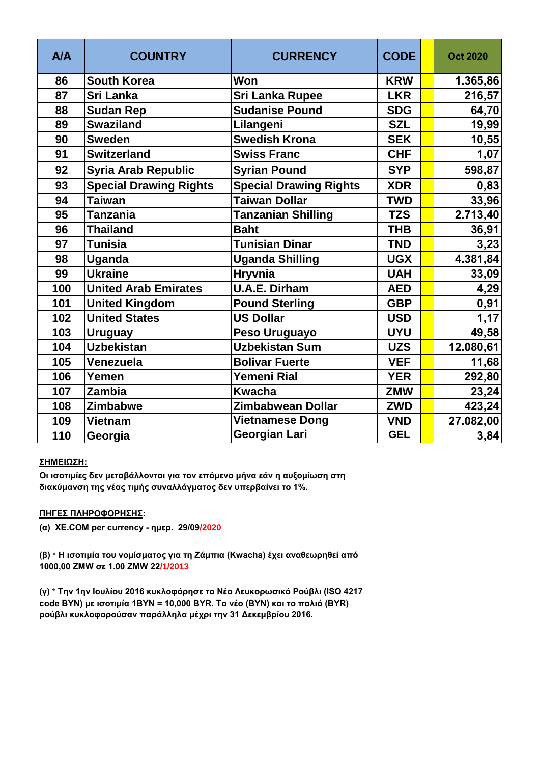| A/A | COUNTRY | CURRENCY | CODE | | Oct 2020 |
|---|---|---|---|---|---|
| 86 | South Korea | Won | KRW | | 1.365,86 |
| 87 | Sri Lanka | Sri Lanka Rupee | LKR | | 216,57 |
| 88 | Sudan Rep | Sudanise Pound | SDG | | 64,70 |
| 89 | Swaziland | Lilangeni | SZL | | 19,99 |
| 90 | Sweden | Swedish Krona | SEK | | 10,55 |
| 91 | Switzerland | Swiss Franc | CHF | | 1,07 |
| 92 | Syria Arab Republic | Syrian Pound | SYP | | 598,87 |
| 93 | Special Drawing Rights | Special Drawing Rights | XDR | | 0,83 |
| 94 | Taiwan | Taiwan Dollar | TWD | | 33,96 |
| 95 | Tanzania | Tanzanian Shilling | TZS | | 2.713,40 |
| 96 | Thailand | Baht | THB | | 36,91 |
| 97 | Tunisia | Tunisian Dinar | TND | | 3,23 |
| 98 | Uganda | Uganda Shilling | UGX | | 4.381,84 |
| 99 | Ukraine | Hryvnia | UAH | | 33,09 |
| 100 | United Arab Emirates | U.A.E. Dirham | AED | | 4,29 |
| 101 | United Kingdom | Pound Sterling | GBP | | 0,91 |
| 102 | United States | US Dollar | USD | | 1,17 |
| 103 | Uruguay | Peso Uruguayo | UYU | | 49,58 |
| 104 | Uzbekistan | Uzbekistan Sum | UZS | | 12.080,61 |
| 105 | Venezuela | Bolivar Fuerte | VEF | | 11,68 |
| 106 | Yemen | Yemeni Rial | YER | | 292,80 |
| 107 | Zambia | Kwacha | ZMW | | 23,24 |
| 108 | Zimbabwe | Zimbabwean Dollar | ZWD | | 423,24 |
| 109 | Vietnam | Vietnamese Dong | VND | | 27.082,00 |
| 110 | Georgia | Georgian Lari | GEL | | 3,84 |

**ΣΗΜΕΙΩΣΗ:**

**Οι ισοτιμίες δεν μεταβάλλονται για τον επόμενο μήνα εάν η αυξομίωση στη διακύμανση της νέας τιμής συναλλάγματος δεν υπερβαίνει το 1%.**

**ΠΗΓΕΣ ΠΛΗΡΟΦΟΡΗΣΗΣ:**

**(α) XE.COM per currency - ημερ. 29/09/2020**

**(β) * Η ισοτιμία του νομίσματος για τη Ζάμπια (Kwacha) έχει αναθεωρηθεί από 1000,00 ZMW σε 1.00 ZMW 22/1/2013**

**(γ) * Την 1ην Ιουλίου 2016 κυκλοφόρησε το Νέο Λευκορωσικό Ρούβλι (ISO 4217 code BYN) με ισοτιμία 1BYN = 10,000 BYR. Το νέο (BYN) και το παλιό (BYR) ρούβλι κυκλοφορούσαν παράλληλα μέχρι την 31 Δεκεμβρίου 2016.**